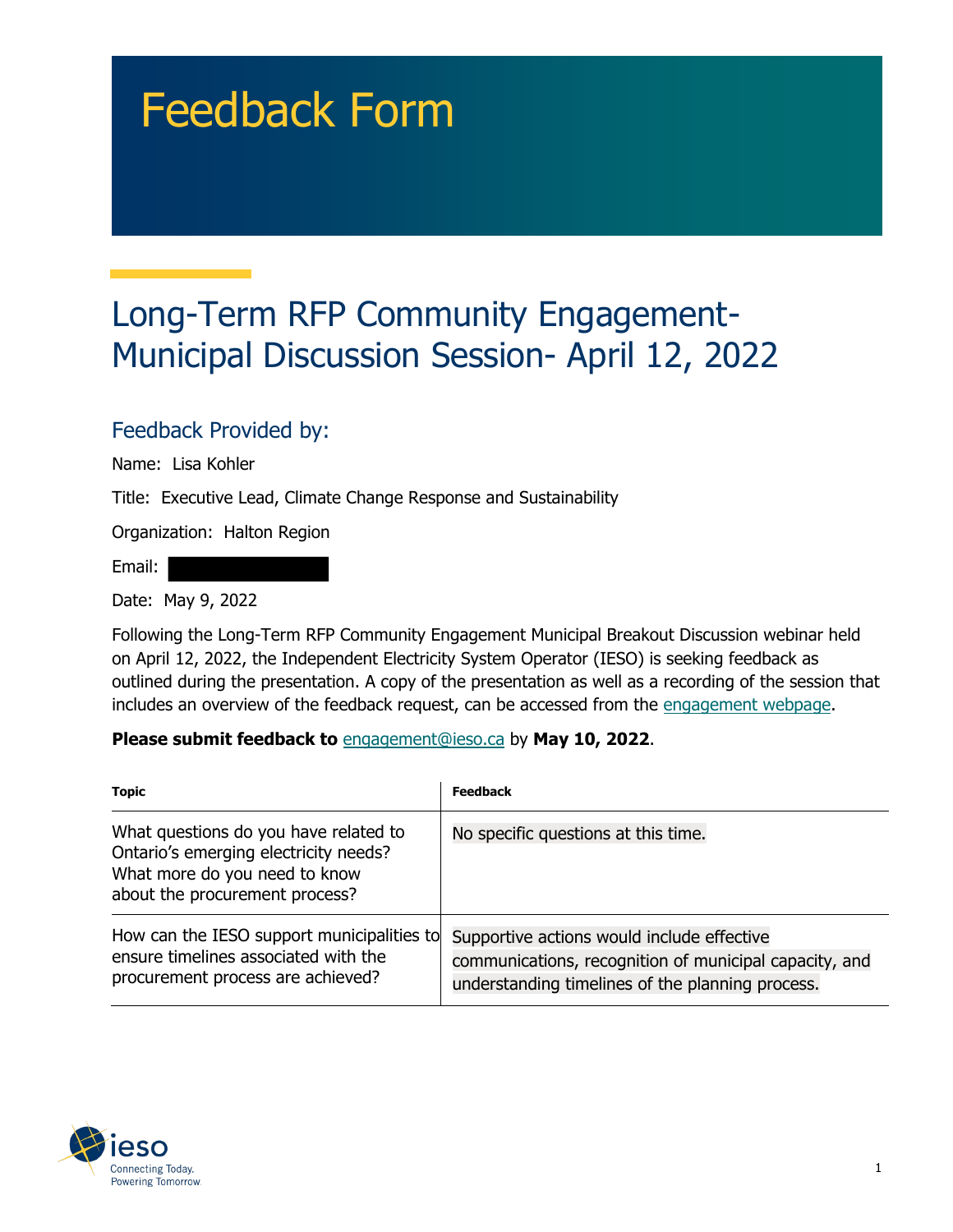# Feedback Form

## Long-Term RFP Community Engagement-Municipal Discussion Session- April 12, 2022

### Feedback Provided by:

Name: Lisa Kohler

Title: Executive Lead, Climate Change Response and Sustainability

Organization: Halton Region

Email:

Date: May 9, 2022

Following the Long-Term RFP Community Engagement Municipal Breakout Discussion webinar held on April 12, 2022, the Independent Electricity System Operator (IESO) is seeking feedback as outlined during the presentation. A copy of the presentation as well as a recording of the session that includes an overview of the feedback request, can be accessed from the engagement webpage.

**Please submit feedback to** engagement@ieso.ca by **May 10, 2022**.

| Topic | Feedback |
|---|---|
| What questions do you have related to Ontario's emerging electricity needs? What more do you need to know about the procurement process? | No specific questions at this time. |
| How can the IESO support municipalities to ensure timelines associated with the procurement process are achieved? | Supportive actions would include effective communications, recognition of municipal capacity, and understanding timelines of the planning process. |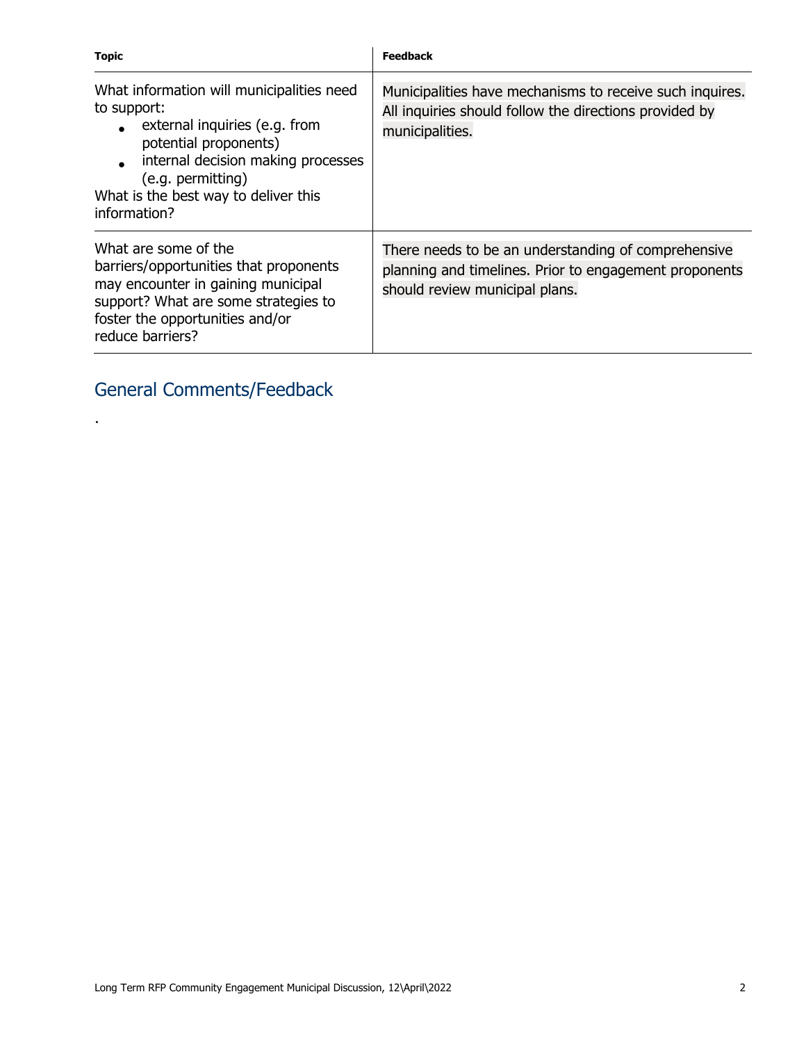| Topic | Feedback |
| --- | --- |
| What information will municipalities need to support: <br>• external inquiries (e.g. from potential proponents) <br>• internal decision making processes (e.g. permitting) <br>What is the best way to deliver this information? | Municipalities have mechanisms to receive such inquires. All inquiries should follow the directions provided by municipalities. |
| What are some of the barriers/opportunities that proponents may encounter in gaining municipal support? What are some strategies to foster the opportunities and/or reduce barriers? | There needs to be an understanding of comprehensive planning and timelines. Prior to engagement proponents should review municipal plans. |

## General Comments/Feedback

.